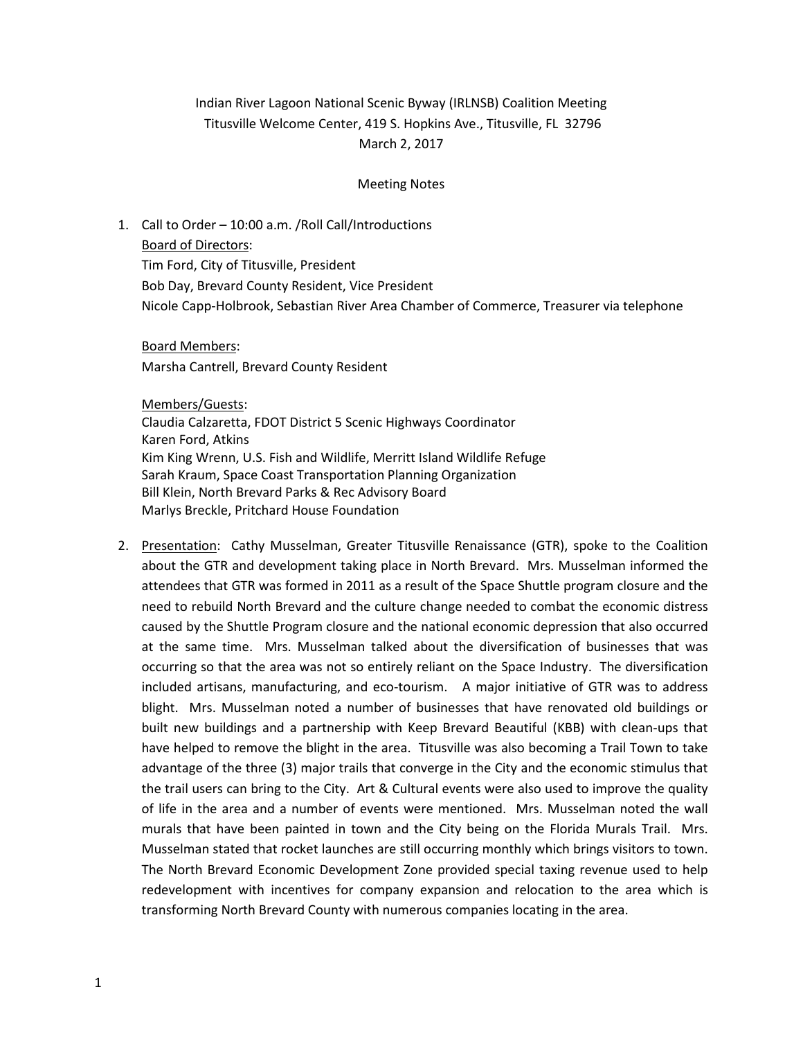Indian River Lagoon National Scenic Byway (IRLNSB) Coalition Meeting
Titusville Welcome Center, 419 S. Hopkins Ave., Titusville, FL 32796
March 2, 2017

Meeting Notes

1. Call to Order – 10:00 a.m. /Roll Call/Introductions

   Board of Directors:
   Tim Ford, City of Titusville, President
   Bob Day, Brevard County Resident, Vice President
   Nicole Capp-Holbrook, Sebastian River Area Chamber of Commerce, Treasurer via telephone

   Board Members:
   Marsha Cantrell, Brevard County Resident

   Members/Guests:
   Claudia Calzaretta, FDOT District 5 Scenic Highways Coordinator
   Karen Ford, Atkins
   Kim King Wrenn, U.S. Fish and Wildlife, Merritt Island Wildlife Refuge
   Sarah Kraum, Space Coast Transportation Planning Organization
   Bill Klein, North Brevard Parks & Rec Advisory Board
   Marlys Breckle, Pritchard House Foundation

2. Presentation: Cathy Musselman, Greater Titusville Renaissance (GTR), spoke to the Coalition about the GTR and development taking place in North Brevard. Mrs. Musselman informed the attendees that GTR was formed in 2011 as a result of the Space Shuttle program closure and the need to rebuild North Brevard and the culture change needed to combat the economic distress caused by the Shuttle Program closure and the national economic depression that also occurred at the same time. Mrs. Musselman talked about the diversification of businesses that was occurring so that the area was not so entirely reliant on the Space Industry. The diversification included artisans, manufacturing, and eco-tourism. A major initiative of GTR was to address blight. Mrs. Musselman noted a number of businesses that have renovated old buildings or built new buildings and a partnership with Keep Brevard Beautiful (KBB) with clean-ups that have helped to remove the blight in the area. Titusville was also becoming a Trail Town to take advantage of the three (3) major trails that converge in the City and the economic stimulus that the trail users can bring to the City. Art & Cultural events were also used to improve the quality of life in the area and a number of events were mentioned. Mrs. Musselman noted the wall murals that have been painted in town and the City being on the Florida Murals Trail. Mrs. Musselman stated that rocket launches are still occurring monthly which brings visitors to town. The North Brevard Economic Development Zone provided special taxing revenue used to help redevelopment with incentives for company expansion and relocation to the area which is transforming North Brevard County with numerous companies locating in the area.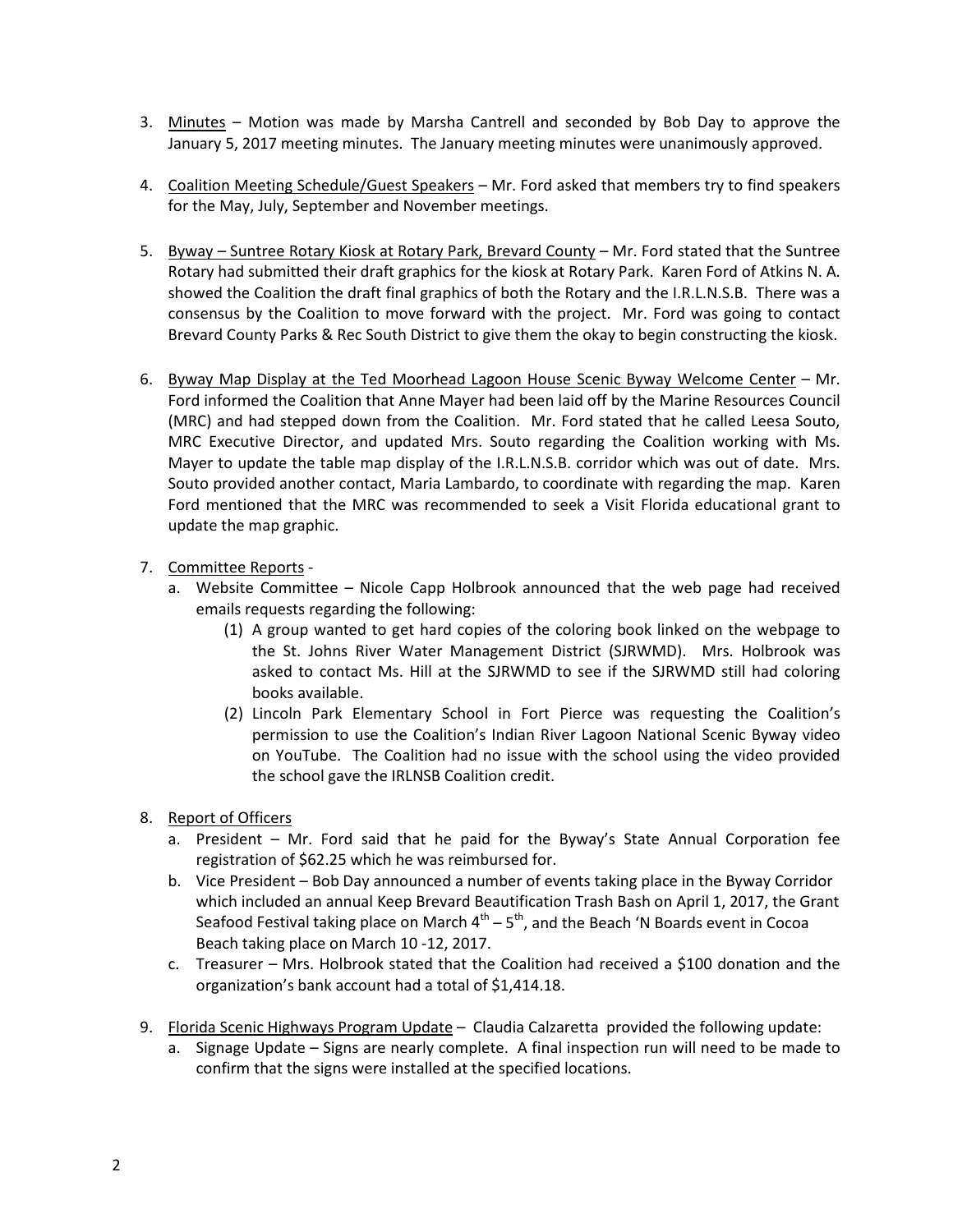3. Minutes – Motion was made by Marsha Cantrell and seconded by Bob Day to approve the January 5, 2017 meeting minutes. The January meeting minutes were unanimously approved.

4. Coalition Meeting Schedule/Guest Speakers – Mr. Ford asked that members try to find speakers for the May, July, September and November meetings.

5. Byway – Suntree Rotary Kiosk at Rotary Park, Brevard County – Mr. Ford stated that the Suntree Rotary had submitted their draft graphics for the kiosk at Rotary Park. Karen Ford of Atkins N. A. showed the Coalition the draft final graphics of both the Rotary and the I.R.L.N.S.B. There was a consensus by the Coalition to move forward with the project. Mr. Ford was going to contact Brevard County Parks & Rec South District to give them the okay to begin constructing the kiosk.

6. Byway Map Display at the Ted Moorhead Lagoon House Scenic Byway Welcome Center – Mr. Ford informed the Coalition that Anne Mayer had been laid off by the Marine Resources Council (MRC) and had stepped down from the Coalition. Mr. Ford stated that he called Leesa Souto, MRC Executive Director, and updated Mrs. Souto regarding the Coalition working with Ms. Mayer to update the table map display of the I.R.L.N.S.B. corridor which was out of date. Mrs. Souto provided another contact, Maria Lambardo, to coordinate with regarding the map. Karen Ford mentioned that the MRC was recommended to seek a Visit Florida educational grant to update the map graphic.

7. Committee Reports -
   a. Website Committee – Nicole Capp Holbrook announced that the web page had received emails requests regarding the following:
      (1) A group wanted to get hard copies of the coloring book linked on the webpage to the St. Johns River Water Management District (SJRWMD). Mrs. Holbrook was asked to contact Ms. Hill at the SJRWMD to see if the SJRWMD still had coloring books available.
      (2) Lincoln Park Elementary School in Fort Pierce was requesting the Coalition's permission to use the Coalition's Indian River Lagoon National Scenic Byway video on YouTube. The Coalition had no issue with the school using the video provided the school gave the IRLNSB Coalition credit.

8. Report of Officers
   a. President – Mr. Ford said that he paid for the Byway's State Annual Corporation fee registration of $62.25 which he was reimbursed for.
   b. Vice President – Bob Day announced a number of events taking place in the Byway Corridor which included an annual Keep Brevard Beautification Trash Bash on April 1, 2017, the Grant Seafood Festival taking place on March 4th – 5th, and the Beach 'N Boards event in Cocoa Beach taking place on March 10 -12, 2017.
   c. Treasurer – Mrs. Holbrook stated that the Coalition had received a $100 donation and the organization's bank account had a total of $1,414.18.

9. Florida Scenic Highways Program Update – Claudia Calzaretta provided the following update:
   a. Signage Update – Signs are nearly complete. A final inspection run will need to be made to confirm that the signs were installed at the specified locations.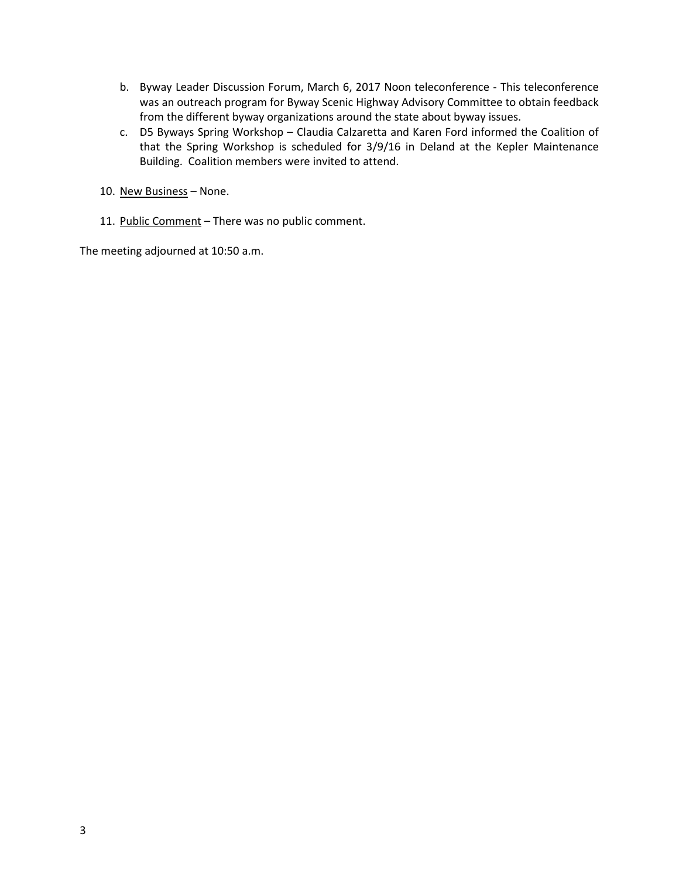b. Byway Leader Discussion Forum, March 6, 2017 Noon teleconference - This teleconference was an outreach program for Byway Scenic Highway Advisory Committee to obtain feedback from the different byway organizations around the state about byway issues.
c. D5 Byways Spring Workshop – Claudia Calzaretta and Karen Ford informed the Coalition of that the Spring Workshop is scheduled for 3/9/16 in Deland at the Kepler Maintenance Building. Coalition members were invited to attend.

10. <u>New Business</u> – None.

11. <u>Public Comment</u> – There was no public comment.

The meeting adjourned at 10:50 a.m.